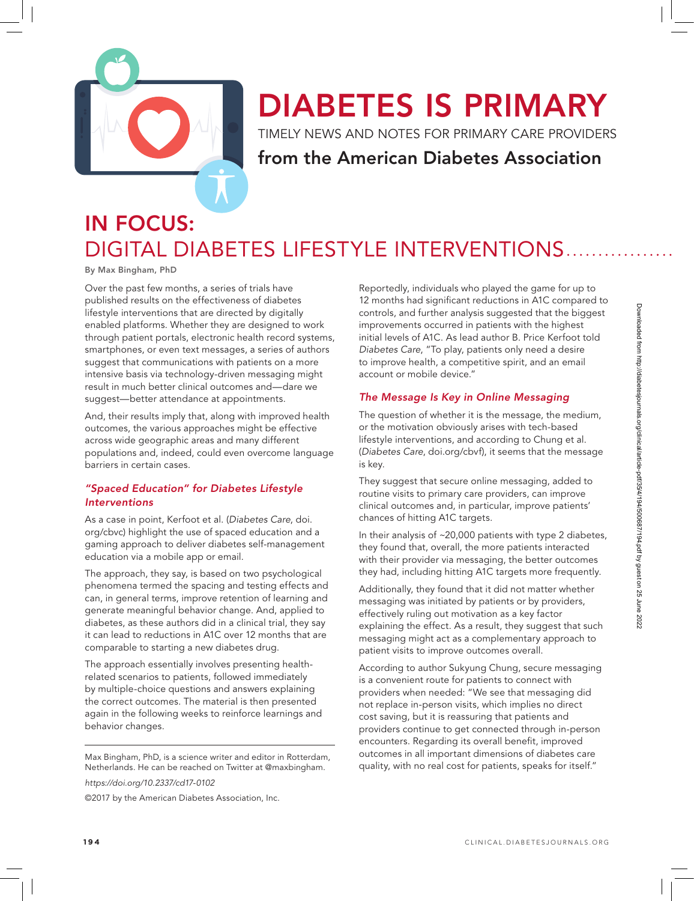# DIABETES IS PRIMARY

TIMELY NEWS AND NOTES FOR PRIMARY CARE PROVIDERS

**from the American Diabetes Association**

## IN FOCUS: DIGITAL DIABETES LIFESTYLE INTERVENTIONS

By Max Bingham, PhD

Over the past few months, a series of trials have published results on the effectiveness of diabetes lifestyle interventions that are directed by digitally enabled platforms. Whether they are designed to work through patient portals, electronic health record systems, smartphones, or even text messages, a series of authors suggest that communications with patients on a more intensive basis via technology-driven messaging might result in much better clinical outcomes and—dare we suggest—better attendance at appointments.

And, their results imply that, along with improved health outcomes, the various approaches might be effective across wide geographic areas and many different populations and, indeed, could even overcome language barriers in certain cases.

### *"Spaced Education" for Diabetes Lifestyle Interventions*

As a case in point, Kerfoot et al. (*Diabetes Care*, doi.org/cbvc) highlight the use of spaced education and a gaming approach to deliver diabetes self-management education via a mobile app or email.

The approach, they say, is based on two psychological phenomena termed the spacing and testing effects and can, in general terms, improve retention of learning and generate meaningful behavior change. And, applied to diabetes, as these authors did in a clinical trial, they say it can lead to reductions in A1C over 12 months that are comparable to starting a new diabetes drug.

The approach essentially involves presenting health-related scenarios to patients, followed immediately by multiple-choice questions and answers explaining the correct outcomes. The material is then presented again in the following weeks to reinforce learnings and behavior changes.

Reportedly, individuals who played the game for up to 12 months had significant reductions in A1C compared to controls, and further analysis suggested that the biggest improvements occurred in patients with the highest initial levels of A1C. As lead author B. Price Kerfoot told *Diabetes Care*, "To play, patients only need a desire to improve health, a competitive spirit, and an email account or mobile device."

### *The Message Is Key in Online Messaging*

The question of whether it is the message, the medium, or the motivation obviously arises with tech-based lifestyle interventions, and according to Chung et al. (*Diabetes Care*, doi.org/cbvf), it seems that the message is key.

They suggest that secure online messaging, added to routine visits to primary care providers, can improve clinical outcomes and, in particular, improve patients' chances of hitting A1C targets.

In their analysis of ~20,000 patients with type 2 diabetes, they found that, overall, the more patients interacted with their provider via messaging, the better outcomes they had, including hitting A1C targets more frequently.

Additionally, they found that it did not matter whether messaging was initiated by patients or by providers, effectively ruling out motivation as a key factor explaining the effect. As a result, they suggest that such messaging might act as a complementary approach to patient visits to improve outcomes overall.

According to author Sukyung Chung, secure messaging is a convenient route for patients to connect with providers when needed: "We see that messaging did not replace in-person visits, which implies no direct cost saving, but it is reassuring that patients and providers continue to get connected through in-person encounters. Regarding its overall benefit, improved outcomes in all important dimensions of diabetes care quality, with no real cost for patients, speaks for itself."

---

Max Bingham, PhD, is a science writer and editor in Rotterdam, Netherlands. He can be reached on Twitter at @maxbingham.

*https://doi.org/10.2337/cd17-0102*

©2017 by the American Diabetes Association, Inc.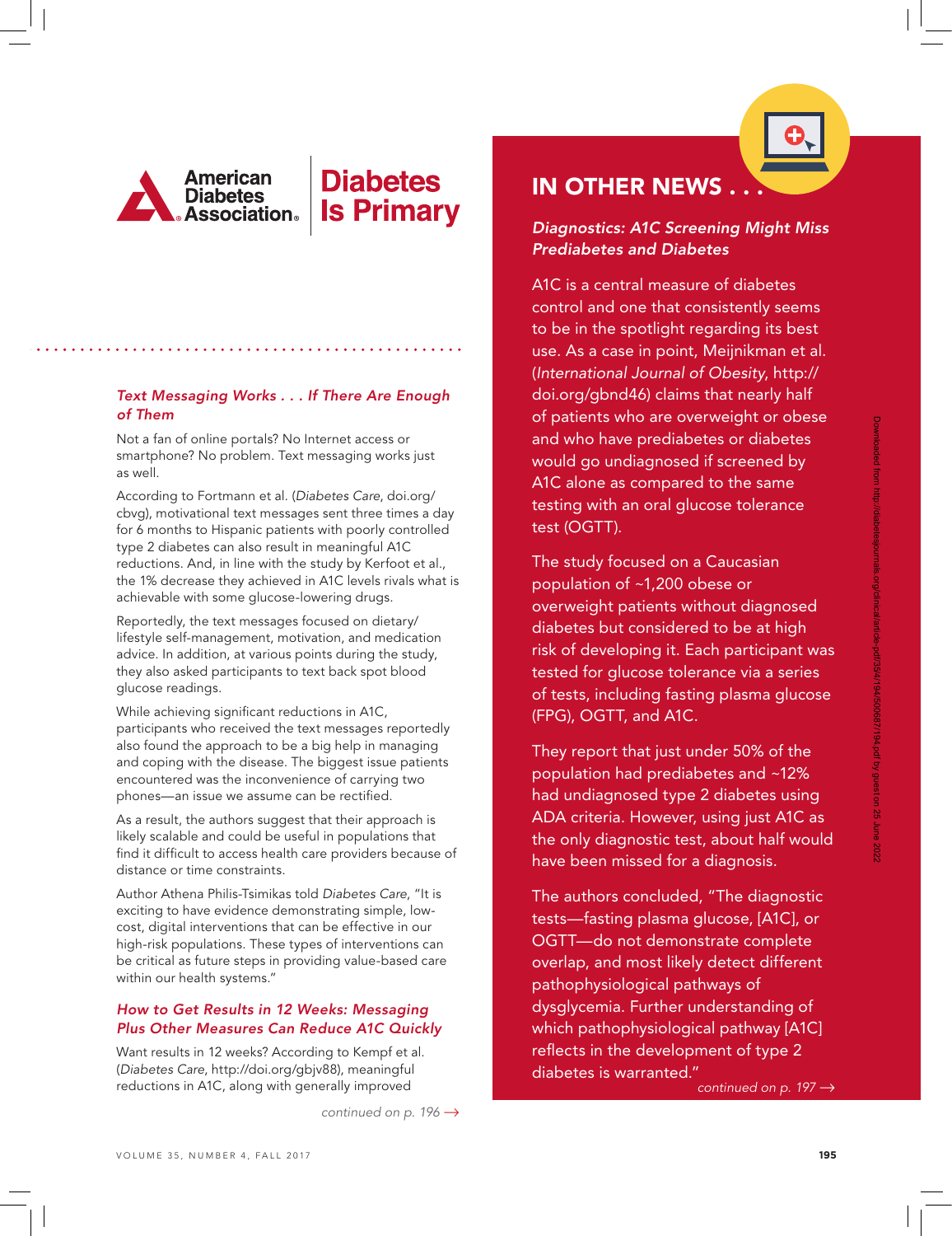# Diabetes Is Primary

American Diabetes Association

### *Text Messaging Works . . . If There Are Enough of Them*

Not a fan of online portals? No Internet access or smartphone? No problem. Text messaging works just as well.

According to Fortmann et al. (*Diabetes Care*, doi.org/cbvg), motivational text messages sent three times a day for 6 months to Hispanic patients with poorly controlled type 2 diabetes can also result in meaningful A1C reductions. And, in line with the study by Kerfoot et al., the 1% decrease they achieved in A1C levels rivals what is achievable with some glucose-lowering drugs.

Reportedly, the text messages focused on dietary/lifestyle self-management, motivation, and medication advice. In addition, at various points during the study, they also asked participants to text back spot blood glucose readings.

While achieving significant reductions in A1C, participants who received the text messages reportedly also found the approach to be a big help in managing and coping with the disease. The biggest issue patients encountered was the inconvenience of carrying two phones—an issue we assume can be rectified.

As a result, the authors suggest that their approach is likely scalable and could be useful in populations that find it difficult to access health care providers because of distance or time constraints.

Author Athena Philis-Tsimikas told *Diabetes Care*, "It is exciting to have evidence demonstrating simple, low-cost, digital interventions that can be effective in our high-risk populations. These types of interventions can be critical as future steps in providing value-based care within our health systems."

### *How to Get Results in 12 Weeks: Messaging Plus Other Measures Can Reduce A1C Quickly*

Want results in 12 weeks? According to Kempf et al. (*Diabetes Care*, http://doi.org/gbjv88), meaningful reductions in A1C, along with generally improved

*continued on p. 196 →*

## IN OTHER NEWS . . .

### *Diagnostics: A1C Screening Might Miss Prediabetes and Diabetes*

A1C is a central measure of diabetes control and one that consistently seems to be in the spotlight regarding its best use. As a case in point, Meijnikman et al. (*International Journal of Obesity*, http://doi.org/gbnd46) claims that nearly half of patients who are overweight or obese and who have prediabetes or diabetes would go undiagnosed if screened by A1C alone as compared to the same testing with an oral glucose tolerance test (OGTT).

The study focused on a Caucasian population of ~1,200 obese or overweight patients without diagnosed diabetes but considered to be at high risk of developing it. Each participant was tested for glucose tolerance via a series of tests, including fasting plasma glucose (FPG), OGTT, and A1C.

They report that just under 50% of the population had prediabetes and ~12% had undiagnosed type 2 diabetes using ADA criteria. However, using just A1C as the only diagnostic test, about half would have been missed for a diagnosis.

The authors concluded, "The diagnostic tests—fasting plasma glucose, [A1C], or OGTT—do not demonstrate complete overlap, and most likely detect different pathophysiological pathways of dysglycemia. Further understanding of which pathophysiological pathway [A1C] reflects in the development of type 2 diabetes is warranted."

*continued on p. 197 →*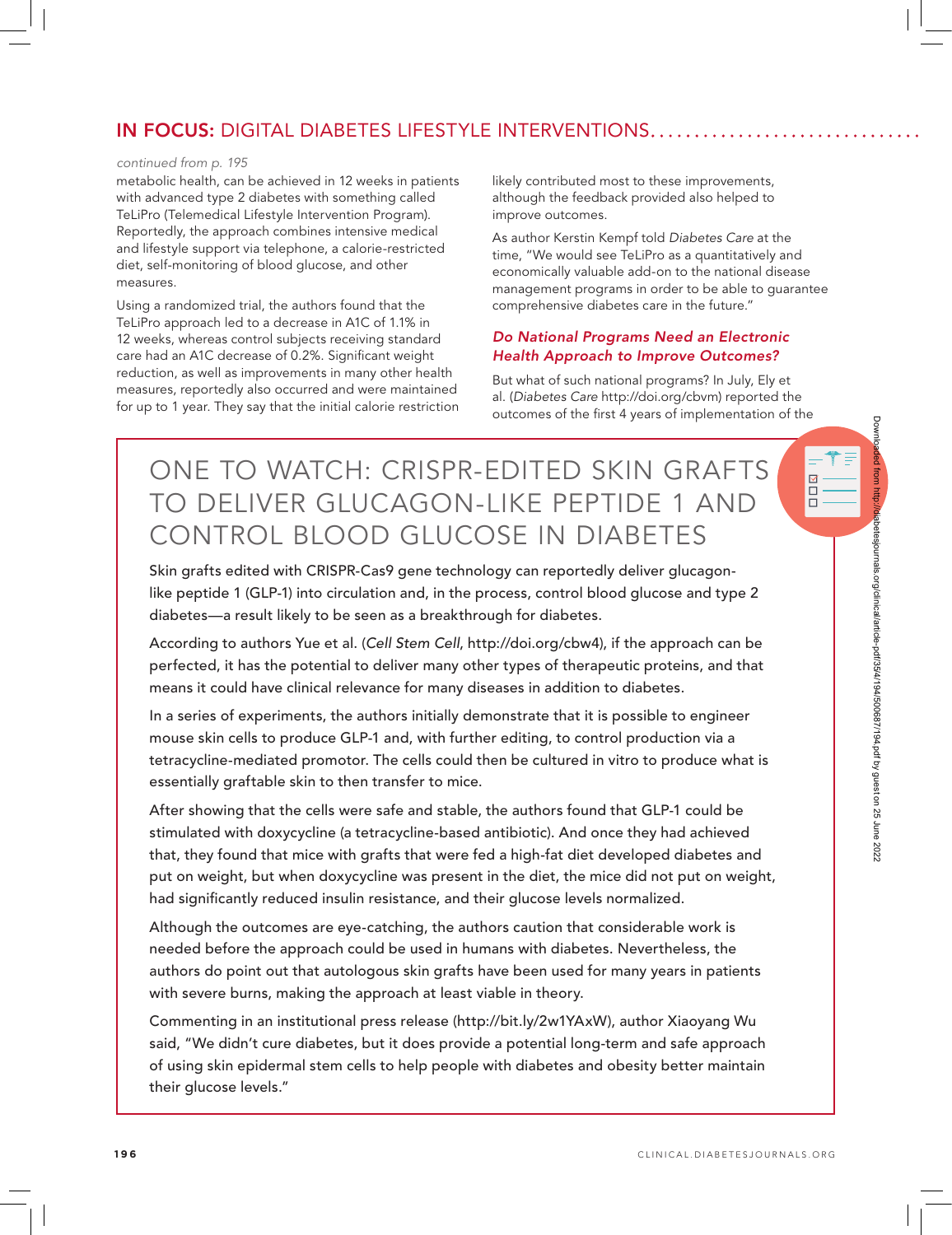*continued from p. 195*

metabolic health, can be achieved in 12 weeks in patients with advanced type 2 diabetes with something called TeLiPro (Telemedical Lifestyle Intervention Program). Reportedly, the approach combines intensive medical and lifestyle support via telephone, a calorie-restricted diet, self-monitoring of blood glucose, and other measures.

Using a randomized trial, the authors found that the TeLiPro approach led to a decrease in A1C of 1.1% in 12 weeks, whereas control subjects receiving standard care had an A1C decrease of 0.2%. Significant weight reduction, as well as improvements in many other health measures, reportedly also occurred and were maintained for up to 1 year. They say that the initial calorie restriction likely contributed most to these improvements, although the feedback provided also helped to improve outcomes.

As author Kerstin Kempf told *Diabetes Care* at the time, "We would see TeLiPro as a quantitatively and economically valuable add-on to the national disease management programs in order to be able to guarantee comprehensive diabetes care in the future."

### *Do National Programs Need an Electronic Health Approach to Improve Outcomes?*

But what of such national programs? In July, Ely et al. (*Diabetes Care* http://doi.org/cbvm) reported the outcomes of the first 4 years of implementation of the

## ONE TO WATCH: CRISPR-EDITED SKIN GRAFTS TO DELIVER GLUCAGON-LIKE PEPTIDE 1 AND CONTROL BLOOD GLUCOSE IN DIABETES

Skin grafts edited with CRISPR-Cas9 gene technology can reportedly deliver glucagon-like peptide 1 (GLP-1) into circulation and, in the process, control blood glucose and type 2 diabetes—a result likely to be seen as a breakthrough for diabetes.

According to authors Yue et al. (*Cell Stem Cell*, http://doi.org/cbw4), if the approach can be perfected, it has the potential to deliver many other types of therapeutic proteins, and that means it could have clinical relevance for many diseases in addition to diabetes.

In a series of experiments, the authors initially demonstrate that it is possible to engineer mouse skin cells to produce GLP-1 and, with further editing, to control production via a tetracycline-mediated promotor. The cells could then be cultured in vitro to produce what is essentially graftable skin to then transfer to mice.

After showing that the cells were safe and stable, the authors found that GLP-1 could be stimulated with doxycycline (a tetracycline-based antibiotic). And once they had achieved that, they found that mice with grafts that were fed a high-fat diet developed diabetes and put on weight, but when doxycycline was present in the diet, the mice did not put on weight, had significantly reduced insulin resistance, and their glucose levels normalized.

Although the outcomes are eye-catching, the authors caution that considerable work is needed before the approach could be used in humans with diabetes. Nevertheless, the authors do point out that autologous skin grafts have been used for many years in patients with severe burns, making the approach at least viable in theory.

Commenting in an institutional press release (http://bit.ly/2w1YAxW), author Xiaoyang Wu said, "We didn't cure diabetes, but it does provide a potential long-term and safe approach of using skin epidermal stem cells to help people with diabetes and obesity better maintain their glucose levels."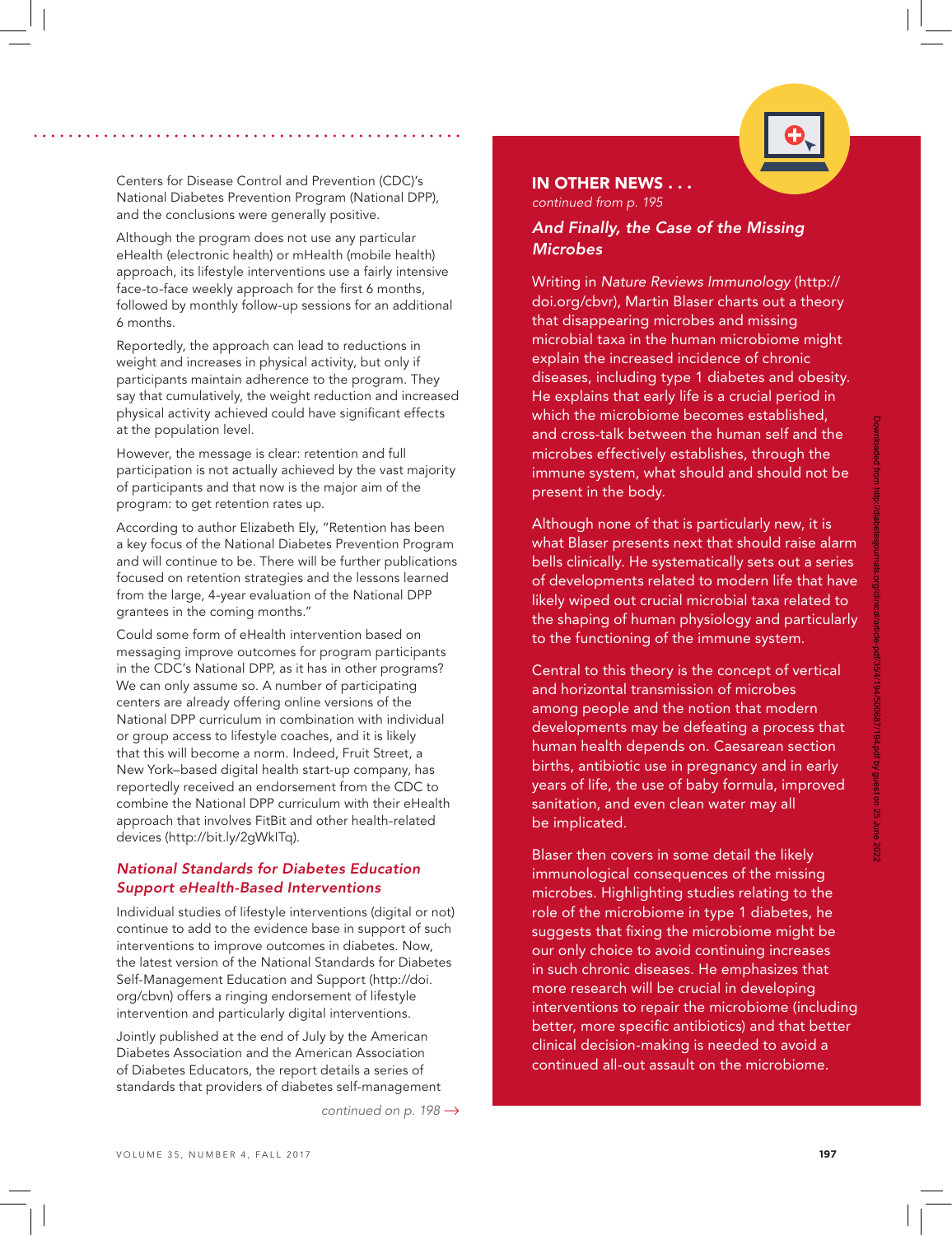Centers for Disease Control and Prevention (CDC)'s National Diabetes Prevention Program (National DPP), and the conclusions were generally positive.

Although the program does not use any particular eHealth (electronic health) or mHealth (mobile health) approach, its lifestyle interventions use a fairly intensive face-to-face weekly approach for the first 6 months, followed by monthly follow-up sessions for an additional 6 months.

Reportedly, the approach can lead to reductions in weight and increases in physical activity, but only if participants maintain adherence to the program. They say that cumulatively, the weight reduction and increased physical activity achieved could have significant effects at the population level.

However, the message is clear: retention and full participation is not actually achieved by the vast majority of participants and that now is the major aim of the program: to get retention rates up.

According to author Elizabeth Ely, "Retention has been a key focus of the National Diabetes Prevention Program and will continue to be. There will be further publications focused on retention strategies and the lessons learned from the large, 4-year evaluation of the National DPP grantees in the coming months."

Could some form of eHealth intervention based on messaging improve outcomes for program participants in the CDC's National DPP, as it has in other programs? We can only assume so. A number of participating centers are already offering online versions of the National DPP curriculum in combination with individual or group access to lifestyle coaches, and it is likely that this will become a norm. Indeed, Fruit Street, a New York–based digital health start-up company, has reportedly received an endorsement from the CDC to combine the National DPP curriculum with their eHealth approach that involves FitBit and other health-related devices (http://bit.ly/2gWklTq).

### *National Standards for Diabetes Education Support eHealth-Based Interventions*

Individual studies of lifestyle interventions (digital or not) continue to add to the evidence base in support of such interventions to improve outcomes in diabetes. Now, the latest version of the National Standards for Diabetes Self-Management Education and Support (http://doi.org/cbvn) offers a ringing endorsement of lifestyle intervention and particularly digital interventions.

Jointly published at the end of July by the American Diabetes Association and the American Association of Diabetes Educators, the report details a series of standards that providers of diabetes self-management

*continued on p. 198 →*

## IN OTHER NEWS . . .

*continued from p. 195*

### *And Finally, the Case of the Missing Microbes*

Writing in *Nature Reviews Immunology* (http://doi.org/cbvr), Martin Blaser charts out a theory that disappearing microbes and missing microbial taxa in the human microbiome might explain the increased incidence of chronic diseases, including type 1 diabetes and obesity. He explains that early life is a crucial period in which the microbiome becomes established, and cross-talk between the human self and the microbes effectively establishes, through the immune system, what should and should not be present in the body.

Although none of that is particularly new, it is what Blaser presents next that should raise alarm bells clinically. He systematically sets out a series of developments related to modern life that have likely wiped out crucial microbial taxa related to the shaping of human physiology and particularly to the functioning of the immune system.

Central to this theory is the concept of vertical and horizontal transmission of microbes among people and the notion that modern developments may be defeating a process that human health depends on. Caesarean section births, antibiotic use in pregnancy and in early years of life, the use of baby formula, improved sanitation, and even clean water may all be implicated.

Blaser then covers in some detail the likely immunological consequences of the missing microbes. Highlighting studies relating to the role of the microbiome in type 1 diabetes, he suggests that fixing the microbiome might be our only choice to avoid continuing increases in such chronic diseases. He emphasizes that more research will be crucial in developing interventions to repair the microbiome (including better, more specific antibiotics) and that better clinical decision-making is needed to avoid a continued all-out assault on the microbiome.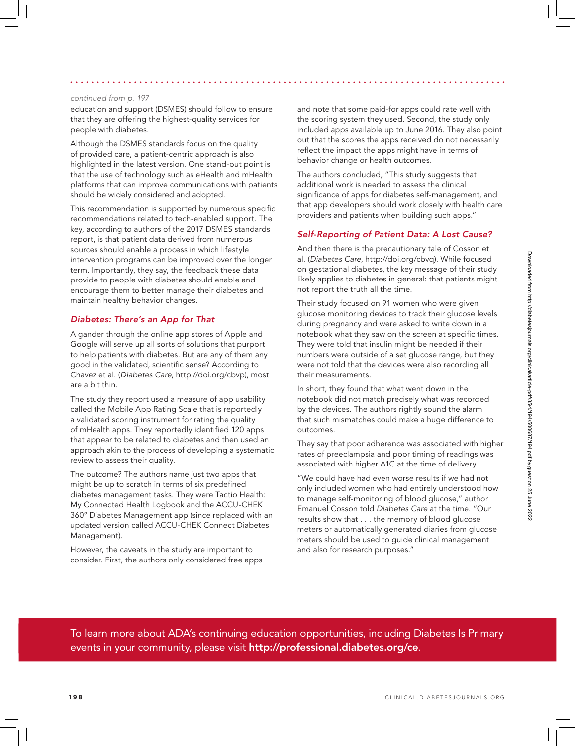*continued from p. 197*

education and support (DSMES) should follow to ensure that they are offering the highest-quality services for people with diabetes.

Although the DSMES standards focus on the quality of provided care, a patient-centric approach is also highlighted in the latest version. One stand-out point is that the use of technology such as eHealth and mHealth platforms that can improve communications with patients should be widely considered and adopted.

This recommendation is supported by numerous specific recommendations related to tech-enabled support. The key, according to authors of the 2017 DSMES standards report, is that patient data derived from numerous sources should enable a process in which lifestyle intervention programs can be improved over the longer term. Importantly, they say, the feedback these data provide to people with diabetes should enable and encourage them to better manage their diabetes and maintain healthy behavior changes.

### *Diabetes: There's an App for That*

A gander through the online app stores of Apple and Google will serve up all sorts of solutions that purport to help patients with diabetes. But are any of them any good in the validated, scientific sense? According to Chavez et al. (*Diabetes Care*, http://doi.org/cbvp), most are a bit thin.

The study they report used a measure of app usability called the Mobile App Rating Scale that is reportedly a validated scoring instrument for rating the quality of mHealth apps. They reportedly identified 120 apps that appear to be related to diabetes and then used an approach akin to the process of developing a systematic review to assess their quality.

The outcome? The authors name just two apps that might be up to scratch in terms of six predefined diabetes management tasks. They were Tactio Health: My Connected Health Logbook and the ACCU-CHEK 360° Diabetes Management app (since replaced with an updated version called ACCU-CHEK Connect Diabetes Management).

However, the caveats in the study are important to consider. First, the authors only considered free apps and note that some paid-for apps could rate well with the scoring system they used. Second, the study only included apps available up to June 2016. They also point out that the scores the apps received do not necessarily reflect the impact the apps might have in terms of behavior change or health outcomes.

The authors concluded, "This study suggests that additional work is needed to assess the clinical significance of apps for diabetes self-management, and that app developers should work closely with health care providers and patients when building such apps."

### *Self-Reporting of Patient Data: A Lost Cause?*

And then there is the precautionary tale of Cosson et al. (*Diabetes Care*, http://doi.org/cbvq). While focused on gestational diabetes, the key message of their study likely applies to diabetes in general: that patients might not report the truth all the time.

Their study focused on 91 women who were given glucose monitoring devices to track their glucose levels during pregnancy and were asked to write down in a notebook what they saw on the screen at specific times. They were told that insulin might be needed if their numbers were outside of a set glucose range, but they were not told that the devices were also recording all their measurements.

In short, they found that what went down in the notebook did not match precisely what was recorded by the devices. The authors rightly sound the alarm that such mismatches could make a huge difference to outcomes.

They say that poor adherence was associated with higher rates of preeclampsia and poor timing of readings was associated with higher A1C at the time of delivery.

"We could have had even worse results if we had not only included women who had entirely understood how to manage self-monitoring of blood glucose," author Emanuel Cosson told *Diabetes Care* at the time. "Our results show that . . . the memory of blood glucose meters or automatically generated diaries from glucose meters should be used to guide clinical management and also for research purposes."

To learn more about ADA's continuing education opportunities, including Diabetes Is Primary events in your community, please visit **http://professional.diabetes.org/ce**.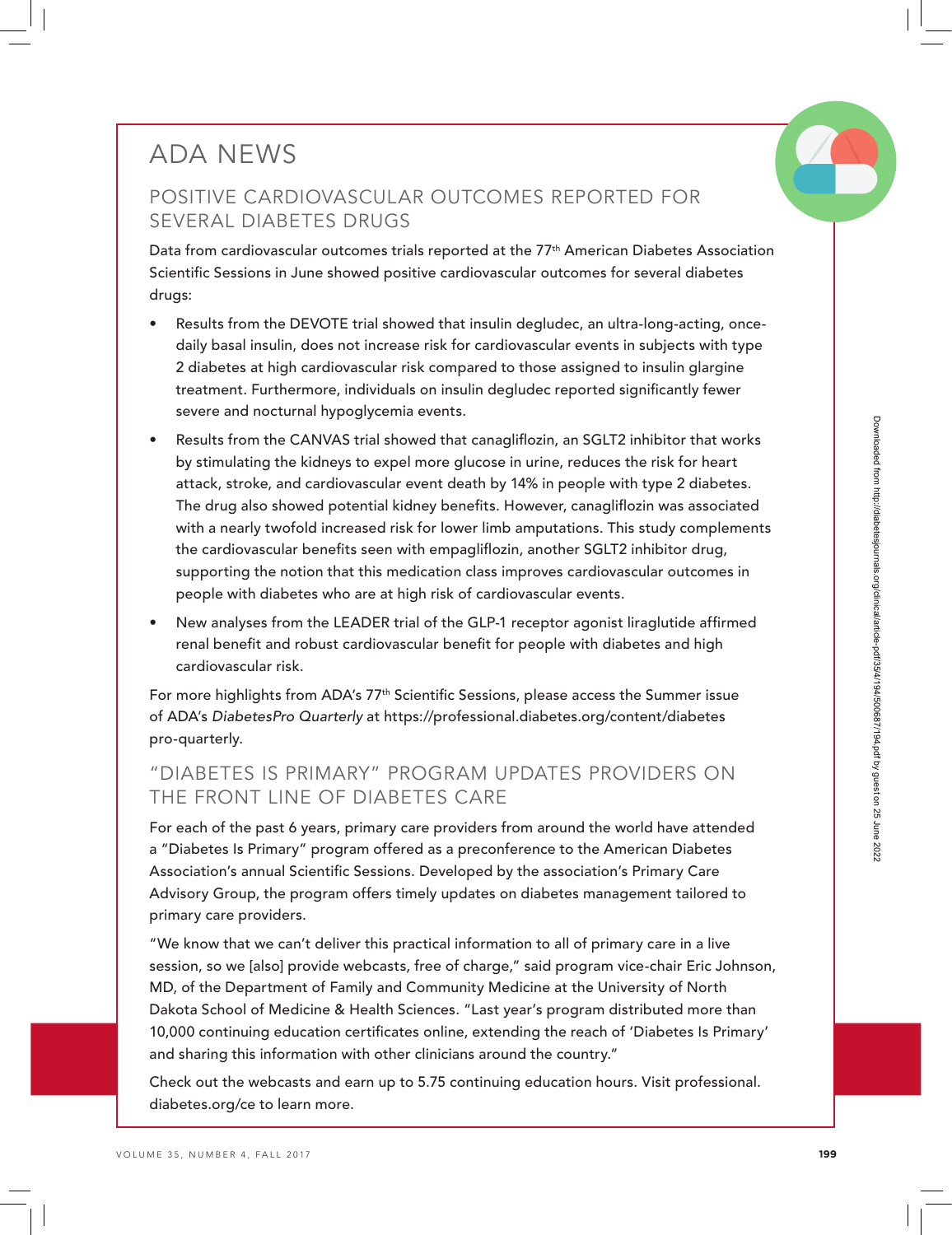# ADA NEWS

## POSITIVE CARDIOVASCULAR OUTCOMES REPORTED FOR SEVERAL DIABETES DRUGS

Data from cardiovascular outcomes trials reported at the 77th American Diabetes Association Scientific Sessions in June showed positive cardiovascular outcomes for several diabetes drugs:

- Results from the DEVOTE trial showed that insulin degludec, an ultra-long-acting, once-daily basal insulin, does not increase risk for cardiovascular events in subjects with type 2 diabetes at high cardiovascular risk compared to those assigned to insulin glargine treatment. Furthermore, individuals on insulin degludec reported significantly fewer severe and nocturnal hypoglycemia events.
- Results from the CANVAS trial showed that canagliflozin, an SGLT2 inhibitor that works by stimulating the kidneys to expel more glucose in urine, reduces the risk for heart attack, stroke, and cardiovascular event death by 14% in people with type 2 diabetes. The drug also showed potential kidney benefits. However, canagliflozin was associated with a nearly twofold increased risk for lower limb amputations. This study complements the cardiovascular benefits seen with empagliflozin, another SGLT2 inhibitor drug, supporting the notion that this medication class improves cardiovascular outcomes in people with diabetes who are at high risk of cardiovascular events.
- New analyses from the LEADER trial of the GLP-1 receptor agonist liraglutide affirmed renal benefit and robust cardiovascular benefit for people with diabetes and high cardiovascular risk.

For more highlights from ADA's 77th Scientific Sessions, please access the Summer issue of ADA's *DiabetesPro Quarterly* at https://professional.diabetes.org/content/diabetes pro-quarterly.

## "DIABETES IS PRIMARY" PROGRAM UPDATES PROVIDERS ON THE FRONT LINE OF DIABETES CARE

For each of the past 6 years, primary care providers from around the world have attended a "Diabetes Is Primary" program offered as a preconference to the American Diabetes Association's annual Scientific Sessions. Developed by the association's Primary Care Advisory Group, the program offers timely updates on diabetes management tailored to primary care providers.

"We know that we can't deliver this practical information to all of primary care in a live session, so we [also] provide webcasts, free of charge," said program vice-chair Eric Johnson, MD, of the Department of Family and Community Medicine at the University of North Dakota School of Medicine & Health Sciences. "Last year's program distributed more than 10,000 continuing education certificates online, extending the reach of 'Diabetes Is Primary' and sharing this information with other clinicians around the country."

Check out the webcasts and earn up to 5.75 continuing education hours. Visit professional.diabetes.org/ce to learn more.